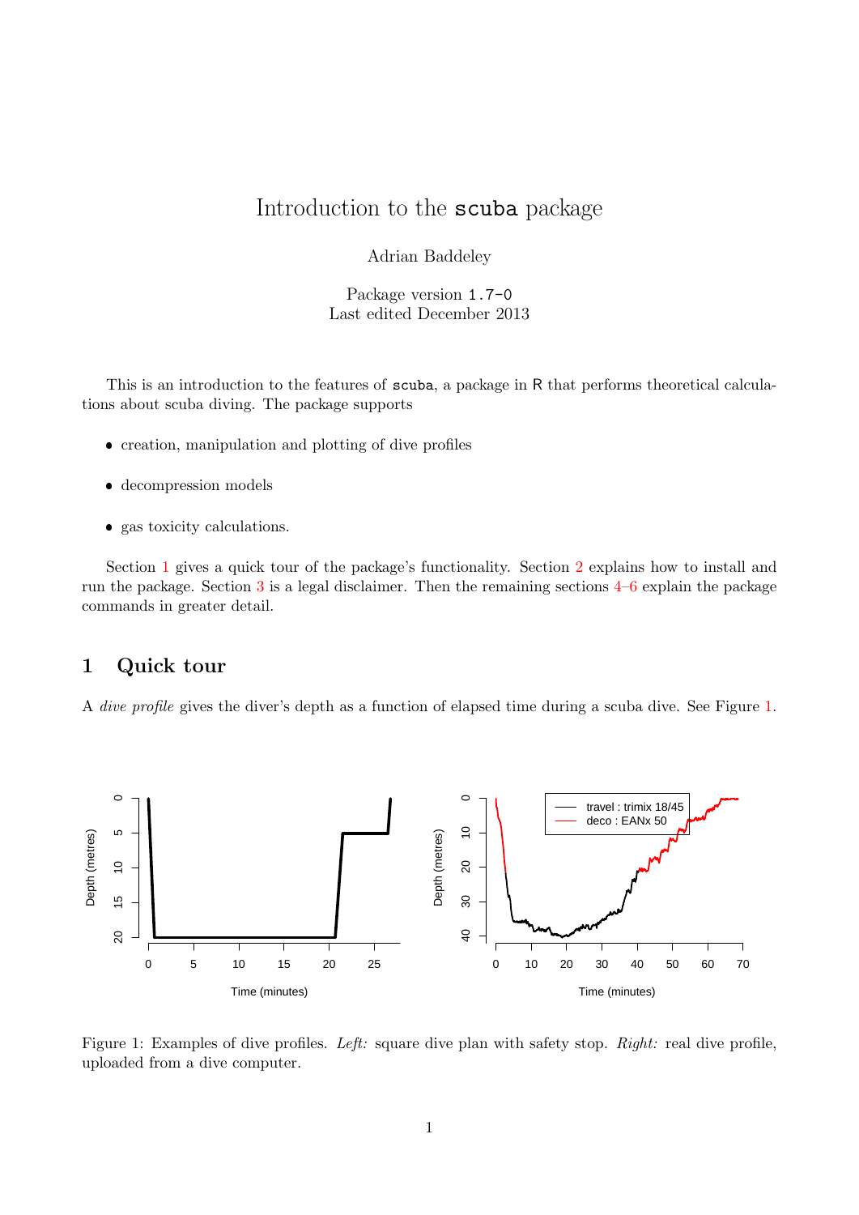# Introduction to the `scuba` package

Adrian Baddeley

Package version `1.7-0`
Last edited December 2013

This is an introduction to the features of `scuba`, a package in R that performs theoretical calculations about scuba diving. The package supports

- creation, manipulation and plotting of dive profiles
- decompression models
- gas toxicity calculations.

Section 1 gives a quick tour of the package's functionality. Section 2 explains how to install and run the package. Section 3 is a legal disclaimer. Then the remaining sections 4–6 explain the package commands in greater detail.

## 1 Quick tour

A *dive profile* gives the diver's depth as a function of elapsed time during a scuba dive. See Figure 1.

Figure 1: Examples of dive profiles. *Left:* square dive plan with safety stop. *Right:* real dive profile, uploaded from a dive computer.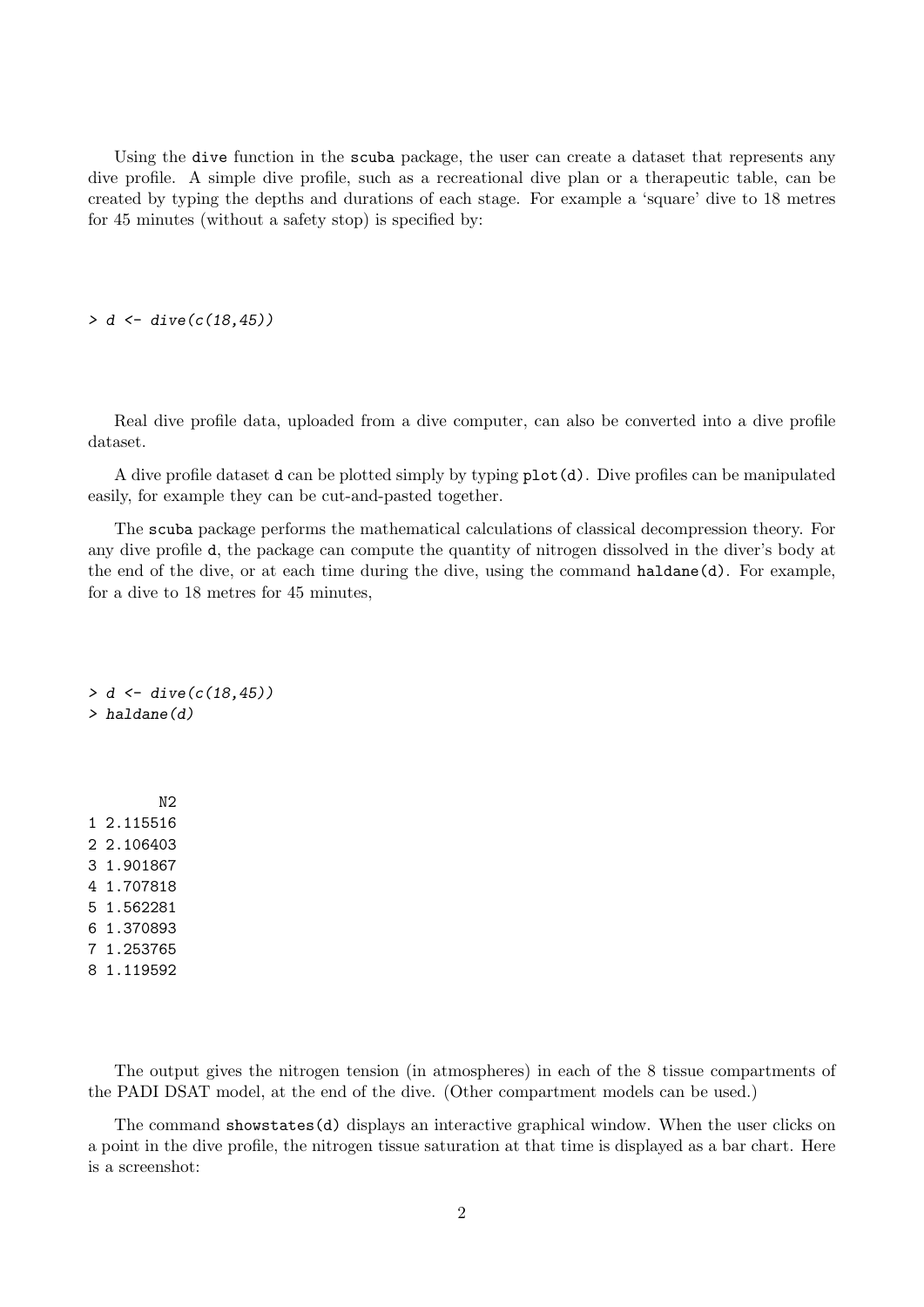Using the `dive` function in the `scuba` package, the user can create a dataset that represents any dive profile. A simple dive profile, such as a recreational dive plan or a therapeutic table, can be created by typing the depths and durations of each stage. For example a 'square' dive to 18 metres for 45 minutes (without a safety stop) is specified by:

```
> d <- dive(c(18,45))
```

Real dive profile data, uploaded from a dive computer, can also be converted into a dive profile dataset.

A dive profile dataset `d` can be plotted simply by typing `plot(d)`. Dive profiles can be manipulated easily, for example they can be cut-and-pasted together.

The `scuba` package performs the mathematical calculations of classical decompression theory. For any dive profile `d`, the package can compute the quantity of nitrogen dissolved in the diver's body at the end of the dive, or at each time during the dive, using the command `haldane(d)`. For example, for a dive to 18 metres for 45 minutes,

```
> d <- dive(c(18,45))
> haldane(d)
```

```
        N2
1 2.115516
2 2.106403
3 1.901867
4 1.707818
5 1.562281
6 1.370893
7 1.253765
8 1.119592
```

The output gives the nitrogen tension (in atmospheres) in each of the 8 tissue compartments of the PADI DSAT model, at the end of the dive. (Other compartment models can be used.)

The command `showstates(d)` displays an interactive graphical window. When the user clicks on a point in the dive profile, the nitrogen tissue saturation at that time is displayed as a bar chart. Here is a screenshot: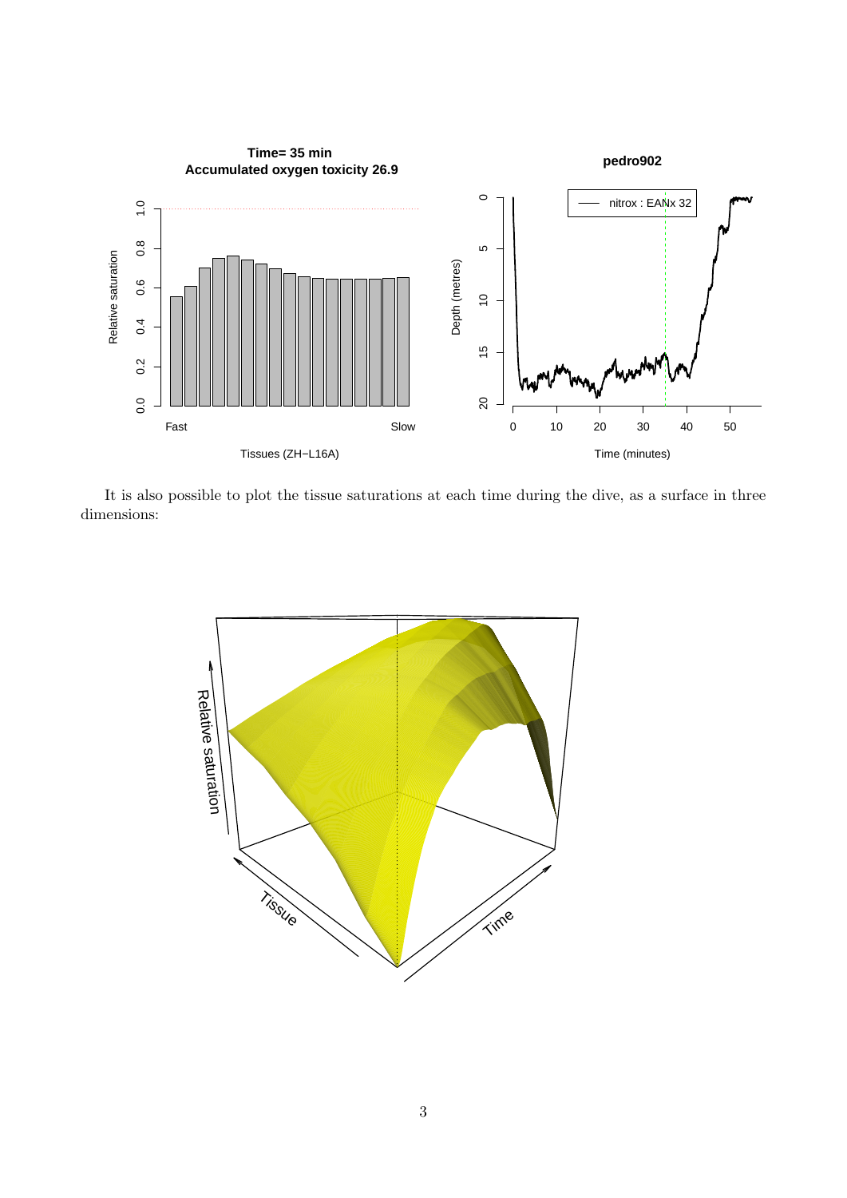It is also possible to plot the tissue saturations at each time during the dive, as a surface in three dimensions: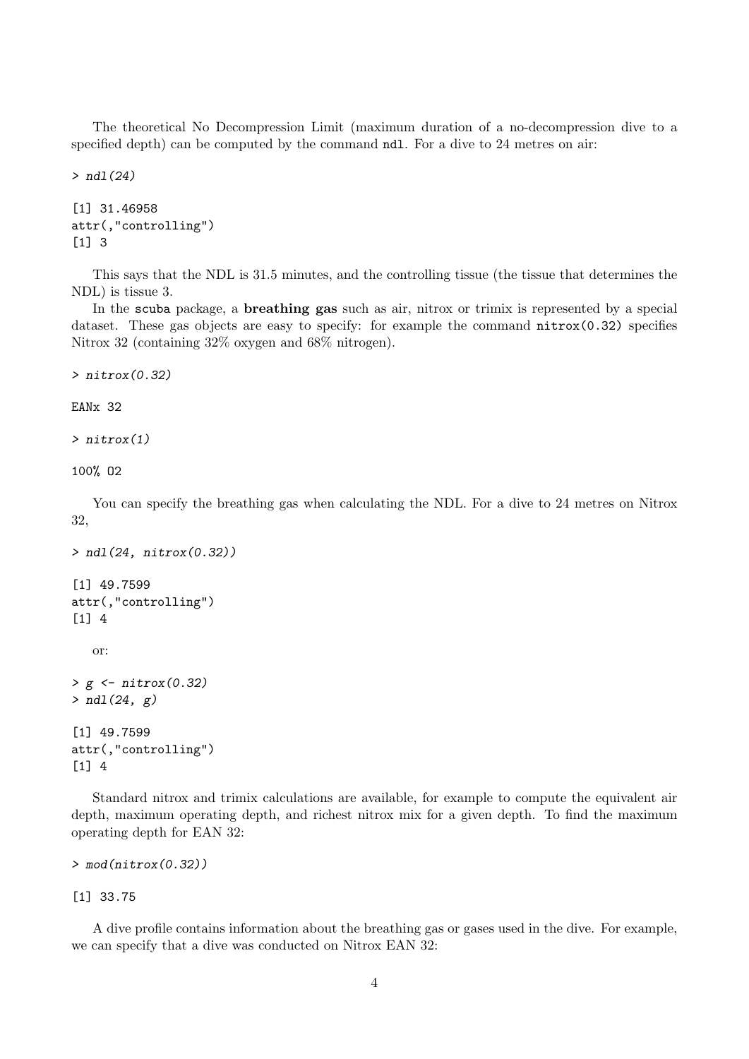The theoretical No Decompression Limit (maximum duration of a no-decompression dive to a specified depth) can be computed by the command `ndl`. For a dive to 24 metres on air:

```
> ndl(24)

[1] 31.46958
attr(,"controlling")
[1] 3
```

This says that the NDL is 31.5 minutes, and the controlling tissue (the tissue that determines the NDL) is tissue 3.

In the `scuba` package, a **breathing gas** such as air, nitrox or trimix is represented by a special dataset. These gas objects are easy to specify: for example the command `nitrox(0.32)` specifies Nitrox 32 (containing 32% oxygen and 68% nitrogen).

```
> nitrox(0.32)

EANx 32

> nitrox(1)

100% O2
```

You can specify the breathing gas when calculating the NDL. For a dive to 24 metres on Nitrox 32,

```
> ndl(24, nitrox(0.32))

[1] 49.7599
attr(,"controlling")
[1] 4
```

or:

```
> g <- nitrox(0.32)
> ndl(24, g)

[1] 49.7599
attr(,"controlling")
[1] 4
```

Standard nitrox and trimix calculations are available, for example to compute the equivalent air depth, maximum operating depth, and richest nitrox mix for a given depth. To find the maximum operating depth for EAN 32:

```
> mod(nitrox(0.32))

[1] 33.75
```

A dive profile contains information about the breathing gas or gases used in the dive. For example, we can specify that a dive was conducted on Nitrox EAN 32: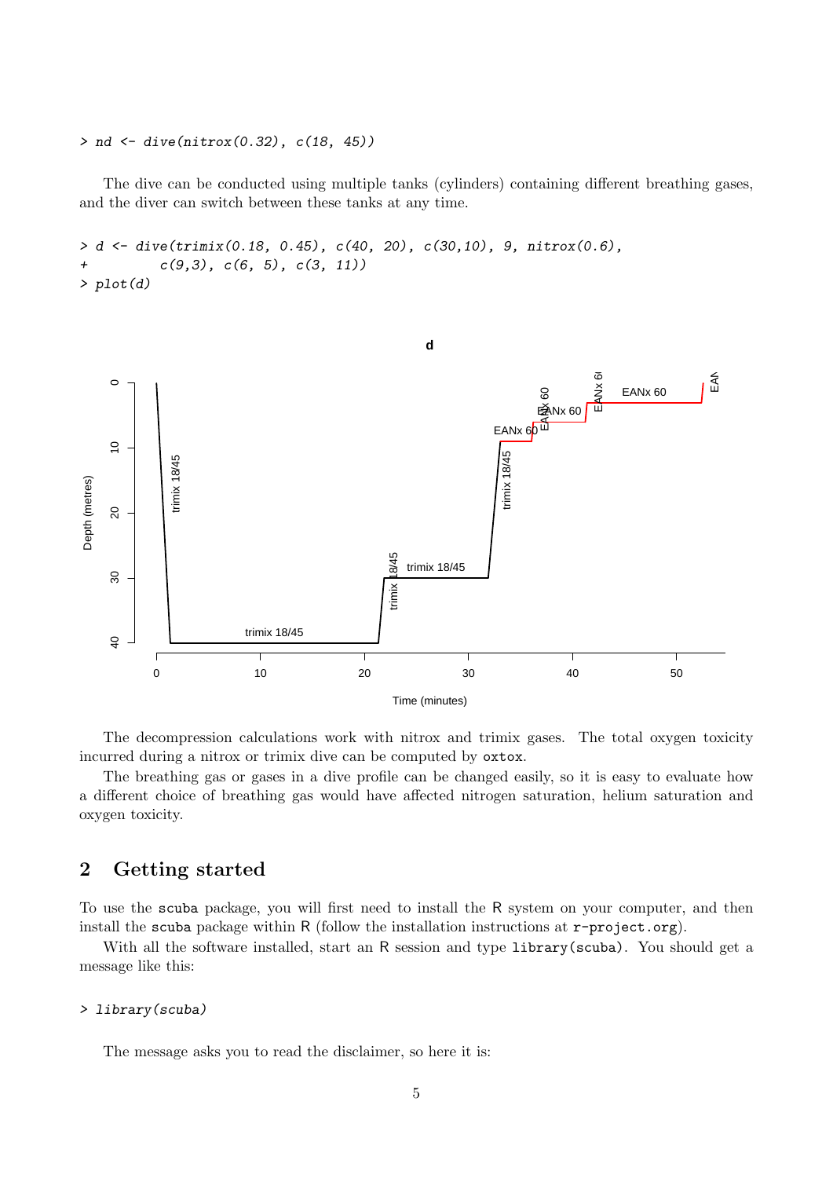```
> nd <- dive(nitrox(0.32), c(18, 45))
```

The dive can be conducted using multiple tanks (cylinders) containing different breathing gases, and the diver can switch between these tanks at any time.

```
> d <- dive(trimix(0.18, 0.45), c(40, 20), c(30,10), 9, nitrox(0.6),
+         c(9,3), c(6, 5), c(3, 11))
> plot(d)
```

The decompression calculations work with nitrox and trimix gases. The total oxygen toxicity incurred during a nitrox or trimix dive can be computed by `oxtox`.

The breathing gas or gases in a dive profile can be changed easily, so it is easy to evaluate how a different choice of breathing gas would have affected nitrogen saturation, helium saturation and oxygen toxicity.

## 2 Getting started

To use the `scuba` package, you will first need to install the R system on your computer, and then install the `scuba` package within R (follow the installation instructions at `r-project.org`).

With all the software installed, start an R session and type `library(scuba)`. You should get a message like this:

```
> library(scuba)
```

The message asks you to read the disclaimer, so here it is: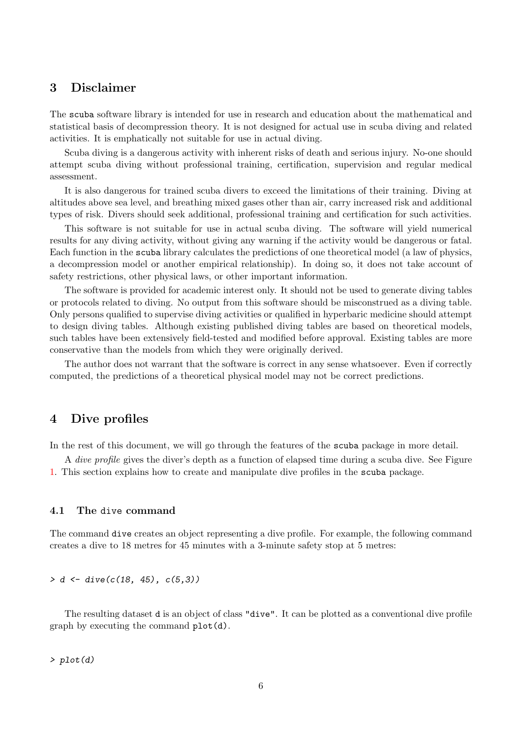## 3 Disclaimer

The `scuba` software library is intended for use in research and education about the mathematical and statistical basis of decompression theory. It is not designed for actual use in scuba diving and related activities. It is emphatically not suitable for use in actual diving.

Scuba diving is a dangerous activity with inherent risks of death and serious injury. No-one should attempt scuba diving without professional training, certification, supervision and regular medical assessment.

It is also dangerous for trained scuba divers to exceed the limitations of their training. Diving at altitudes above sea level, and breathing mixed gases other than air, carry increased risk and additional types of risk. Divers should seek additional, professional training and certification for such activities.

This software is not suitable for use in actual scuba diving. The software will yield numerical results for any diving activity, without giving any warning if the activity would be dangerous or fatal. Each function in the `scuba` library calculates the predictions of one theoretical model (a law of physics, a decompression model or another empirical relationship). In doing so, it does not take account of safety restrictions, other physical laws, or other important information.

The software is provided for academic interest only. It should not be used to generate diving tables or protocols related to diving. No output from this software should be misconstrued as a diving table. Only persons qualified to supervise diving activities or qualified in hyperbaric medicine should attempt to design diving tables. Although existing published diving tables are based on theoretical models, such tables have been extensively field-tested and modified before approval. Existing tables are more conservative than the models from which they were originally derived.

The author does not warrant that the software is correct in any sense whatsoever. Even if correctly computed, the predictions of a theoretical physical model may not be correct predictions.

## 4 Dive profiles

In the rest of this document, we will go through the features of the `scuba` package in more detail.

A *dive profile* gives the diver's depth as a function of elapsed time during a scuba dive. See Figure 1. This section explains how to create and manipulate dive profiles in the `scuba` package.

### 4.1 The `dive` command

The command `dive` creates an object representing a dive profile. For example, the following command creates a dive to 18 metres for 45 minutes with a 3-minute safety stop at 5 metres:

```
> d <- dive(c(18, 45), c(5,3))
```

The resulting dataset `d` is an object of class `"dive"`. It can be plotted as a conventional dive profile graph by executing the command `plot(d)`.

```
> plot(d)
```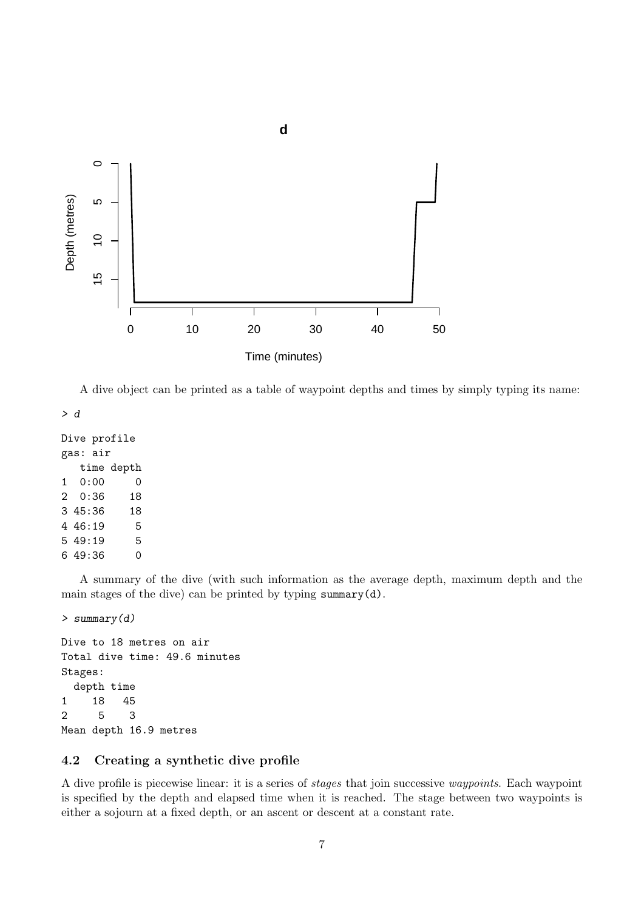A dive object can be printed as a table of waypoint depths and times by simply typing its name:

```
> d

Dive profile
gas: air
   time depth
1  0:00     0
2  0:36    18
3 45:36    18
4 46:19     5
5 49:19     5
6 49:36     0
```

A summary of the dive (with such information as the average depth, maximum depth and the main stages of the dive) can be printed by typing `summary(d)`.

```
> summary(d)

Dive to 18 metres on air
Total dive time: 49.6 minutes
Stages:
  depth time
1    18   45
2     5    3
Mean depth 16.9 metres
```

### 4.2 Creating a synthetic dive profile

A dive profile is piecewise linear: it is a series of *stages* that join successive *waypoints*. Each waypoint is specified by the depth and elapsed time when it is reached. The stage between two waypoints is either a sojourn at a fixed depth, or an ascent or descent at a constant rate.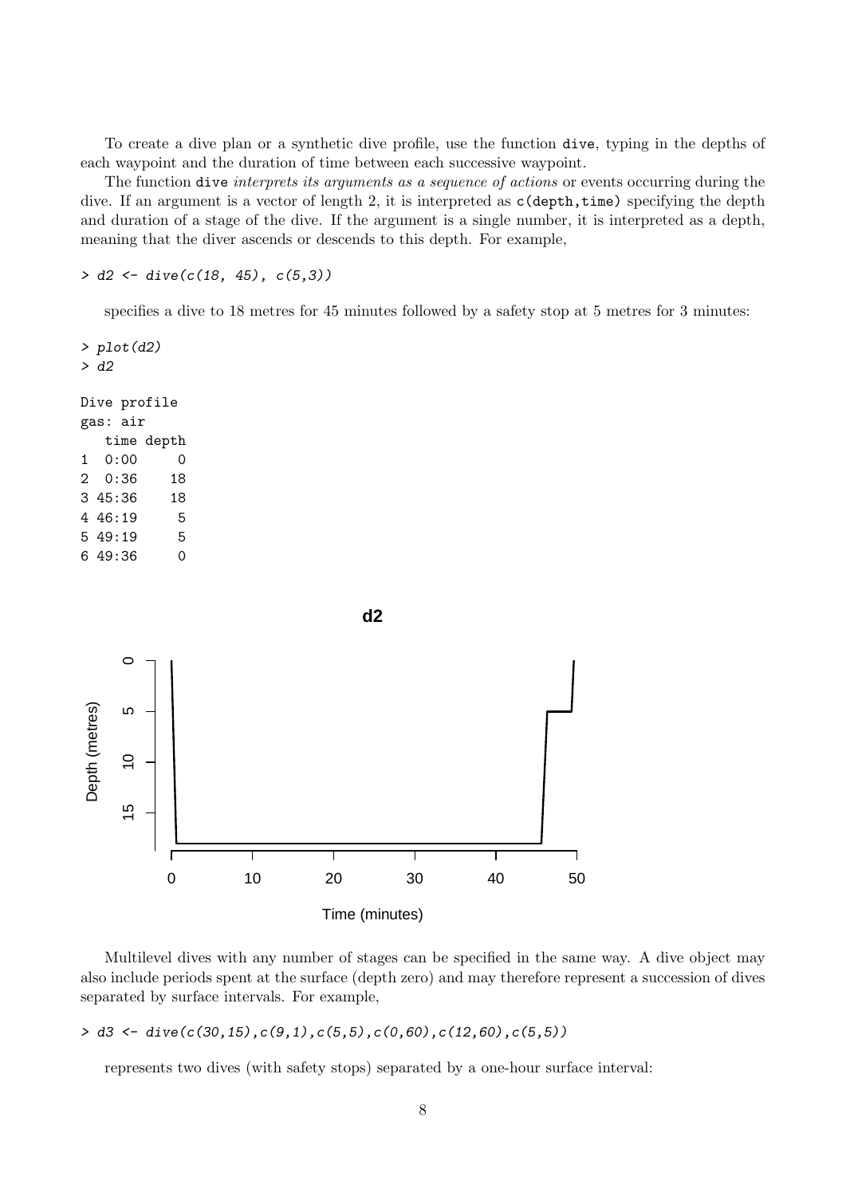To create a dive plan or a synthetic dive profile, use the function `dive`, typing in the depths of each waypoint and the duration of time between each successive waypoint.

The function `dive` *interprets its arguments as a sequence of actions* or events occurring during the dive. If an argument is a vector of length 2, it is interpreted as `c(depth,time)` specifying the depth and duration of a stage of the dive. If the argument is a single number, it is interpreted as a depth, meaning that the diver ascends or descends to this depth. For example,

```
> d2 <- dive(c(18, 45), c(5,3))
```

specifies a dive to 18 metres for 45 minutes followed by a safety stop at 5 metres for 3 minutes:

```
> plot(d2)
> d2

Dive profile
gas: air
   time depth
1  0:00     0
2  0:36    18
3 45:36    18
4 46:19     5
5 49:19     5
6 49:36     0
```

Multilevel dives with any number of stages can be specified in the same way. A dive object may also include periods spent at the surface (depth zero) and may therefore represent a succession of dives separated by surface intervals. For example,

```
> d3 <- dive(c(30,15),c(9,1),c(5,5),c(0,60),c(12,60),c(5,5))
```

represents two dives (with safety stops) separated by a one-hour surface interval: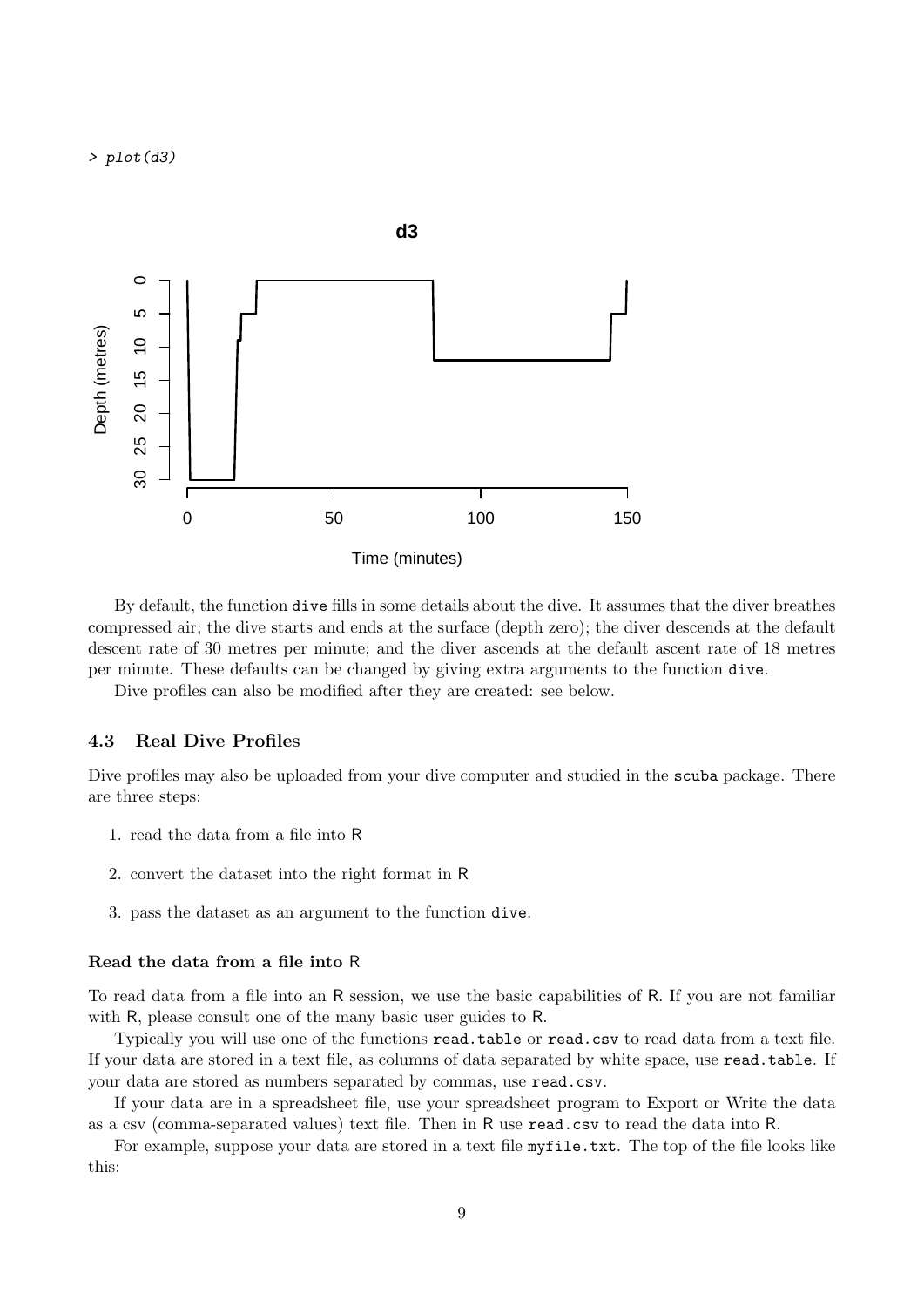```
> plot(d3)
```

By default, the function `dive` fills in some details about the dive. It assumes that the diver breathes compressed air; the dive starts and ends at the surface (depth zero); the diver descends at the default descent rate of 30 metres per minute; and the diver ascends at the default ascent rate of 18 metres per minute. These defaults can be changed by giving extra arguments to the function `dive`.

Dive profiles can also be modified after they are created: see below.

### 4.3 Real Dive Profiles

Dive profiles may also be uploaded from your dive computer and studied in the `scuba` package. There are three steps:

1. read the data from a file into R
2. convert the dataset into the right format in R
3. pass the dataset as an argument to the function `dive`.

#### Read the data from a file into R

To read data from a file into an R session, we use the basic capabilities of R. If you are not familiar with R, please consult one of the many basic user guides to R.

Typically you will use one of the functions `read.table` or `read.csv` to read data from a text file. If your data are stored in a text file, as columns of data separated by white space, use `read.table`. If your data are stored as numbers separated by commas, use `read.csv`.

If your data are in a spreadsheet file, use your spreadsheet program to Export or Write the data as a csv (comma-separated values) text file. Then in R use `read.csv` to read the data into R.

For example, suppose your data are stored in a text file `myfile.txt`. The top of the file looks like this: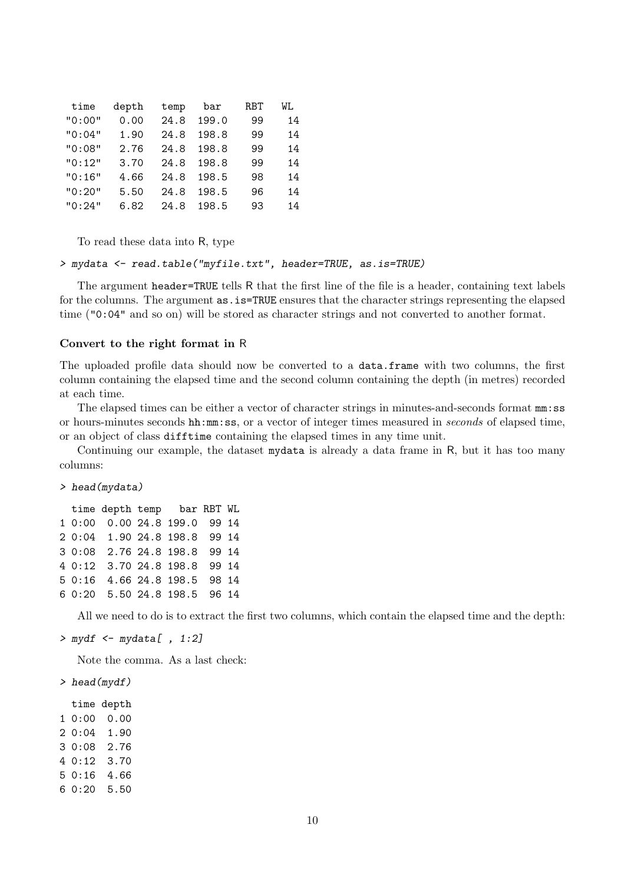```
  time   depth   temp   bar    RBT   WL
 "0:00"   0.00   24.8  199.0    99    14
 "0:04"   1.90   24.8  198.8    99    14
 "0:08"   2.76   24.8  198.8    99    14
 "0:12"   3.70   24.8  198.8    99    14
 "0:16"   4.66   24.8  198.5    98    14
 "0:20"   5.50   24.8  198.5    96    14
 "0:24"   6.82   24.8  198.5    93    14
```

To read these data into R, type

```
> mydata <- read.table("myfile.txt", header=TRUE, as.is=TRUE)
```

The argument `header=TRUE` tells R that the first line of the file is a header, containing text labels for the columns. The argument `as.is=TRUE` ensures that the character strings representing the elapsed time ("0:04" and so on) will be stored as character strings and not converted to another format.

### Convert to the right format in R

The uploaded profile data should now be converted to a `data.frame` with two columns, the first column containing the elapsed time and the second column containing the depth (in metres) recorded at each time.

The elapsed times can be either a vector of character strings in minutes-and-seconds format `mm:ss` or hours-minutes seconds `hh:mm:ss`, or a vector of integer times measured in *seconds* of elapsed time, or an object of class `difftime` containing the elapsed times in any time unit.

Continuing our example, the dataset `mydata` is already a data frame in R, but it has too many columns:

```
> head(mydata)

  time depth temp   bar RBT WL
1 0:00  0.00 24.8 199.0  99 14
2 0:04  1.90 24.8 198.8  99 14
3 0:08  2.76 24.8 198.8  99 14
4 0:12  3.70 24.8 198.8  99 14
5 0:16  4.66 24.8 198.5  98 14
6 0:20  5.50 24.8 198.5  96 14
```

All we need to do is to extract the first two columns, which contain the elapsed time and the depth:

```
> mydf <- mydata[ , 1:2]
```

Note the comma. As a last check:

```
> head(mydf)

  time depth
1 0:00  0.00
2 0:04  1.90
3 0:08  2.76
4 0:12  3.70
5 0:16  4.66
6 0:20  5.50
```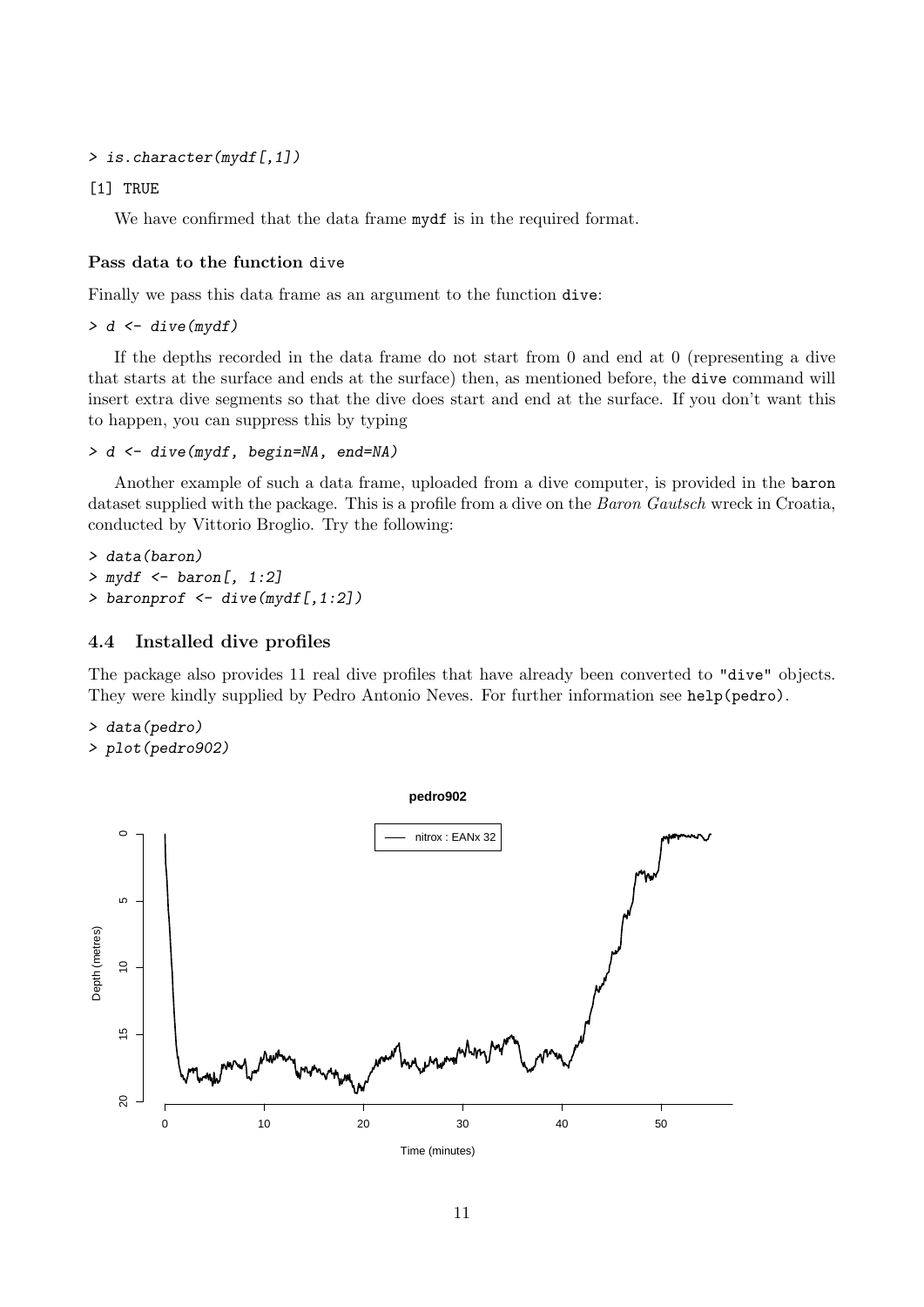```
> is.character(mydf[,1])
[1] TRUE
```

We have confirmed that the data frame `mydf` is in the required format.

**Pass data to the function dive**

Finally we pass this data frame as an argument to the function `dive`:

```
> d <- dive(mydf)
```

If the depths recorded in the data frame do not start from 0 and end at 0 (representing a dive that starts at the surface and ends at the surface) then, as mentioned before, the `dive` command will insert extra dive segments so that the dive does start and end at the surface. If you don't want this to happen, you can suppress this by typing

```
> d <- dive(mydf, begin=NA, end=NA)
```

Another example of such a data frame, uploaded from a dive computer, is provided in the `baron` dataset supplied with the package. This is a profile from a dive on the *Baron Gautsch* wreck in Croatia, conducted by Vittorio Broglio. Try the following:

```
> data(baron)
> mydf <- baron[, 1:2]
> baronprof <- dive(mydf[,1:2])
```

## 4.4 Installed dive profiles

The package also provides 11 real dive profiles that have already been converted to `"dive"` objects. They were kindly supplied by Pedro Antonio Neves. For further information see `help(pedro)`.

```
> data(pedro)
> plot(pedro902)
```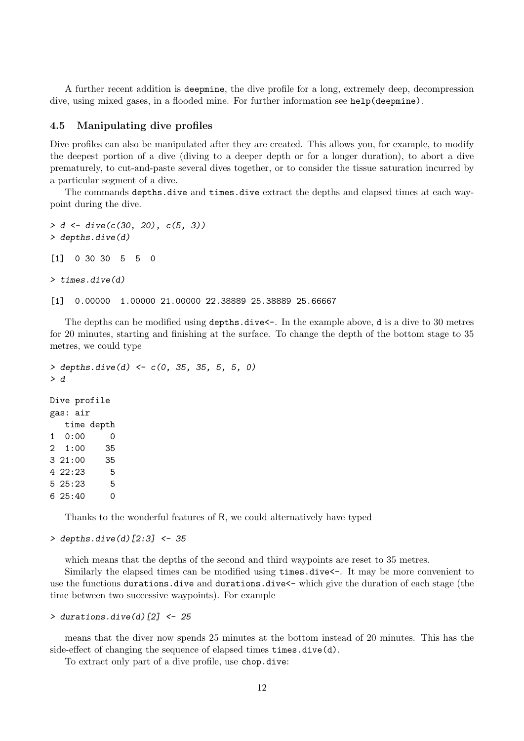A further recent addition is `deepmine`, the dive profile for a long, extremely deep, decompression dive, using mixed gases, in a flooded mine. For further information see `help(deepmine)`.

### 4.5 Manipulating dive profiles

Dive profiles can also be manipulated after they are created. This allows you, for example, to modify the deepest portion of a dive (diving to a deeper depth or for a longer duration), to abort a dive prematurely, to cut-and-paste several dives together, or to consider the tissue saturation incurred by a particular segment of a dive.

The commands `depths.dive` and `times.dive` extract the depths and elapsed times at each waypoint during the dive.

```
> d <- dive(c(30, 20), c(5, 3))
> depths.dive(d)

[1]  0 30 30  5  5  0

> times.dive(d)

[1]  0.00000  1.00000 21.00000 22.38889 25.38889 25.66667
```

The depths can be modified using `depths.dive<-`. In the example above, `d` is a dive to 30 metres for 20 minutes, starting and finishing at the surface. To change the depth of the bottom stage to 35 metres, we could type

```
> depths.dive(d) <- c(0, 35, 35, 5, 5, 0)
> d

Dive profile
gas: air
   time depth
1  0:00     0
2  1:00    35
3 21:00    35
4 22:23     5
5 25:23     5
6 25:40     0
```

Thanks to the wonderful features of R, we could alternatively have typed

```
> depths.dive(d)[2:3] <- 35
```

which means that the depths of the second and third waypoints are reset to 35 metres.

Similarly the elapsed times can be modified using `times.dive<-`. It may be more convenient to use the functions `durations.dive` and `durations.dive<-` which give the duration of each stage (the time between two successive waypoints). For example

```
> durations.dive(d)[2] <- 25
```

means that the diver now spends 25 minutes at the bottom instead of 20 minutes. This has the side-effect of changing the sequence of elapsed times `times.dive(d)`.

To extract only part of a dive profile, use `chop.dive`: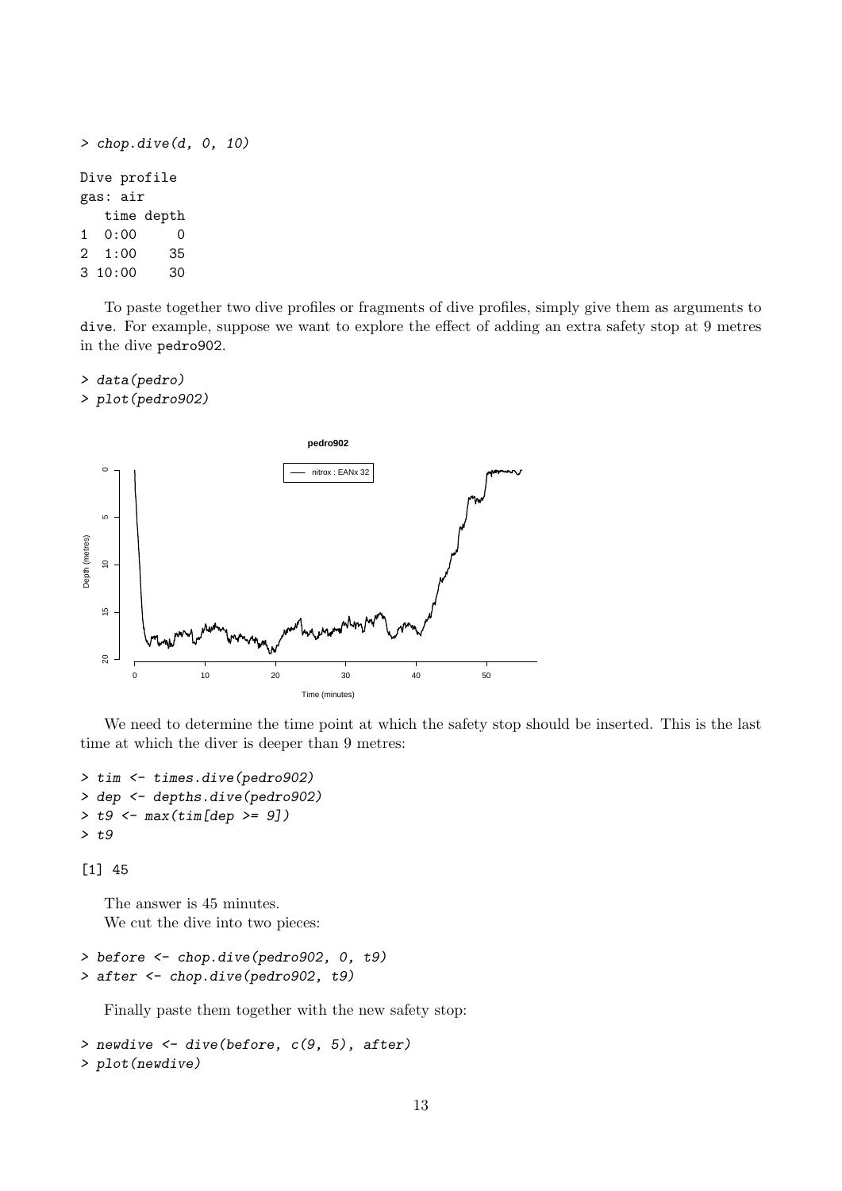```
> chop.dive(d, 0, 10)

Dive profile
gas: air
   time depth
1  0:00     0
2  1:00    35
3 10:00    30
```

To paste together two dive profiles or fragments of dive profiles, simply give them as arguments to dive. For example, suppose we want to explore the effect of adding an extra safety stop at 9 metres in the dive pedro902.

```
> data(pedro)
> plot(pedro902)
```

We need to determine the time point at which the safety stop should be inserted. This is the last time at which the diver is deeper than 9 metres:

```
> tim <- times.dive(pedro902)
> dep <- depths.dive(pedro902)
> t9 <- max(tim[dep >= 9])
> t9

[1] 45
```

The answer is 45 minutes.

We cut the dive into two pieces:

```
> before <- chop.dive(pedro902, 0, t9)
> after <- chop.dive(pedro902, t9)
```

Finally paste them together with the new safety stop:

```
> newdive <- dive(before, c(9, 5), after)
> plot(newdive)
```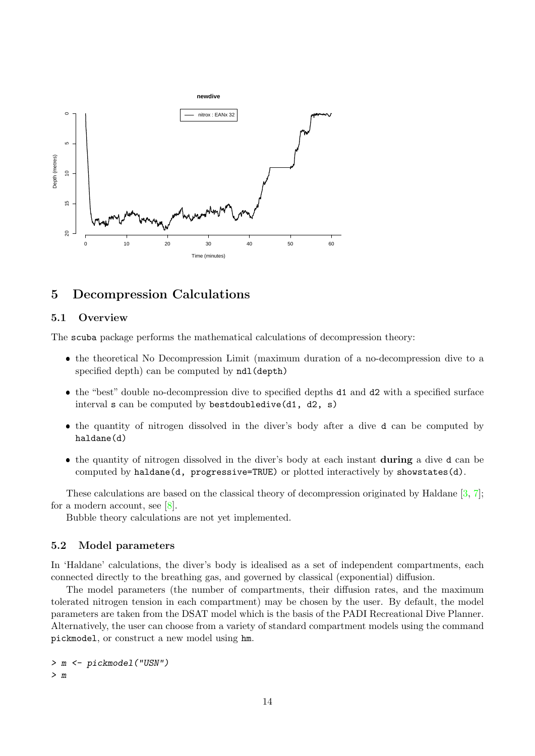## 5 Decompression Calculations

### 5.1 Overview

The scuba package performs the mathematical calculations of decompression theory:

- the theoretical No Decompression Limit (maximum duration of a no-decompression dive to a specified depth) can be computed by `ndl(depth)`
- the "best" double no-decompression dive to specified depths `d1` and `d2` with a specified surface interval `s` can be computed by `bestdoubledive(d1, d2, s)`
- the quantity of nitrogen dissolved in the diver's body after a dive `d` can be computed by `haldane(d)`
- the quantity of nitrogen dissolved in the diver's body at each instant **during** a dive `d` can be computed by `haldane(d, progressive=TRUE)` or plotted interactively by `showstates(d)`.

These calculations are based on the classical theory of decompression originated by Haldane [3, 7]; for a modern account, see [8].

Bubble theory calculations are not yet implemented.

### 5.2 Model parameters

In 'Haldane' calculations, the diver's body is idealised as a set of independent compartments, each connected directly to the breathing gas, and governed by classical (exponential) diffusion.

The model parameters (the number of compartments, their diffusion rates, and the maximum tolerated nitrogen tension in each compartment) may be chosen by the user. By default, the model parameters are taken from the DSAT model which is the basis of the PADI Recreational Dive Planner. Alternatively, the user can choose from a variety of standard compartment models using the command `pickmodel`, or construct a new model using `hm`.

```
> m <- pickmodel("USN")
> m
```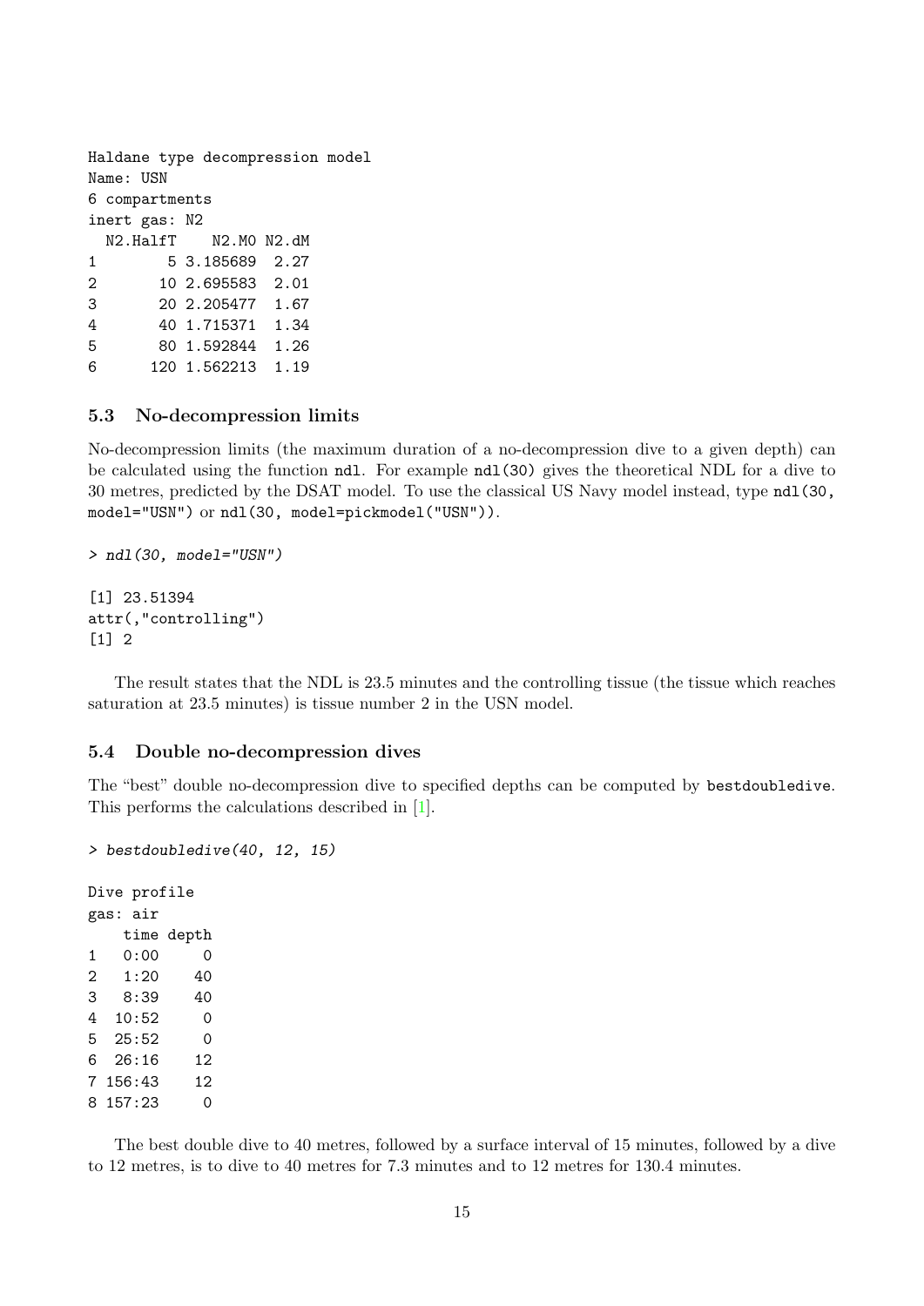```
Haldane type decompression model
Name: USN
6 compartments
inert gas: N2
  N2.HalfT    N2.M0 N2.dM
1        5 3.185689  2.27
2       10 2.695583  2.01
3       20 2.205477  1.67
4       40 1.715371  1.34
5       80 1.592844  1.26
6      120 1.562213  1.19
```

### 5.3 No-decompression limits

No-decompression limits (the maximum duration of a no-decompression dive to a given depth) can be calculated using the function `ndl`. For example `ndl(30)` gives the theoretical NDL for a dive to 30 metres, predicted by the DSAT model. To use the classical US Navy model instead, type `ndl(30, model="USN")` or `ndl(30, model=pickmodel("USN"))`.

```
> ndl(30, model="USN")

[1] 23.51394
attr(,"controlling")
[1] 2
```

The result states that the NDL is 23.5 minutes and the controlling tissue (the tissue which reaches saturation at 23.5 minutes) is tissue number 2 in the USN model.

### 5.4 Double no-decompression dives

The "best" double no-decompression dive to specified depths can be computed by `bestdoubledive`. This performs the calculations described in [1].

```
> bestdoubledive(40, 12, 15)

Dive profile
gas: air
    time depth
1   0:00     0
2   1:20    40
3   8:39    40
4  10:52     0
5  25:52     0
6  26:16    12
7 156:43    12
8 157:23     0
```

The best double dive to 40 metres, followed by a surface interval of 15 minutes, followed by a dive to 12 metres, is to dive to 40 metres for 7.3 minutes and to 12 metres for 130.4 minutes.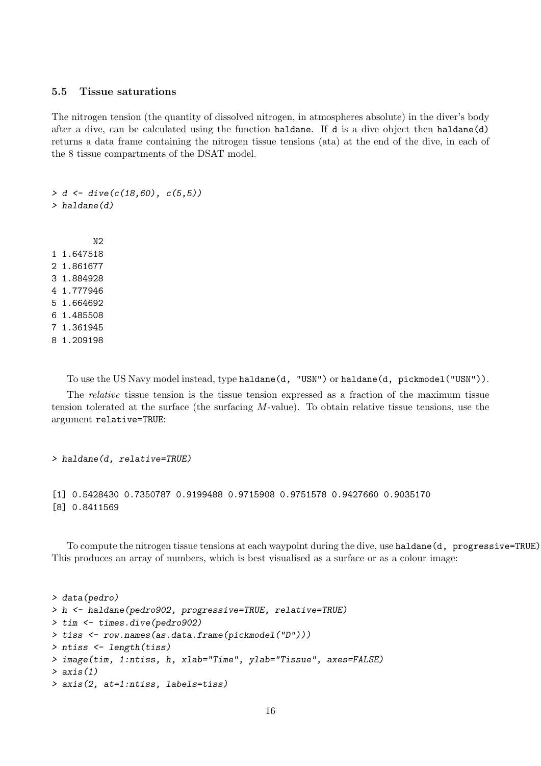### 5.5 Tissue saturations

The nitrogen tension (the quantity of dissolved nitrogen, in atmospheres absolute) in the diver's body after a dive, can be calculated using the function `haldane`. If `d` is a dive object then `haldane(d)` returns a data frame containing the nitrogen tissue tensions (ata) at the end of the dive, in each of the 8 tissue compartments of the DSAT model.

```
> d <- dive(c(18,60), c(5,5))
> haldane(d)
```

```
        N2
1 1.647518
2 1.861677
3 1.884928
4 1.777946
5 1.664692
6 1.485508
7 1.361945
8 1.209198
```

To use the US Navy model instead, type `haldane(d, "USN")` or `haldane(d, pickmodel("USN"))`.

The *relative* tissue tension is the tissue tension expressed as a fraction of the maximum tissue tension tolerated at the surface (the surfacing $M$-value). To obtain relative tissue tensions, use the argument `relative=TRUE`:

```
> haldane(d, relative=TRUE)
```

```
[1] 0.5428430 0.7350787 0.9199488 0.9715908 0.9751578 0.9427660 0.9035170
[8] 0.8411569
```

To compute the nitrogen tissue tensions at each waypoint during the dive, use `haldane(d, progressive=TRUE)` This produces an array of numbers, which is best visualised as a surface or as a colour image:

```
> data(pedro)
> h <- haldane(pedro902, progressive=TRUE, relative=TRUE)
> tim <- times.dive(pedro902)
> tiss <- row.names(as.data.frame(pickmodel("D")))
> ntiss <- length(tiss)
> image(tim, 1:ntiss, h, xlab="Time", ylab="Tissue", axes=FALSE)
> axis(1)
> axis(2, at=1:ntiss, labels=tiss)
```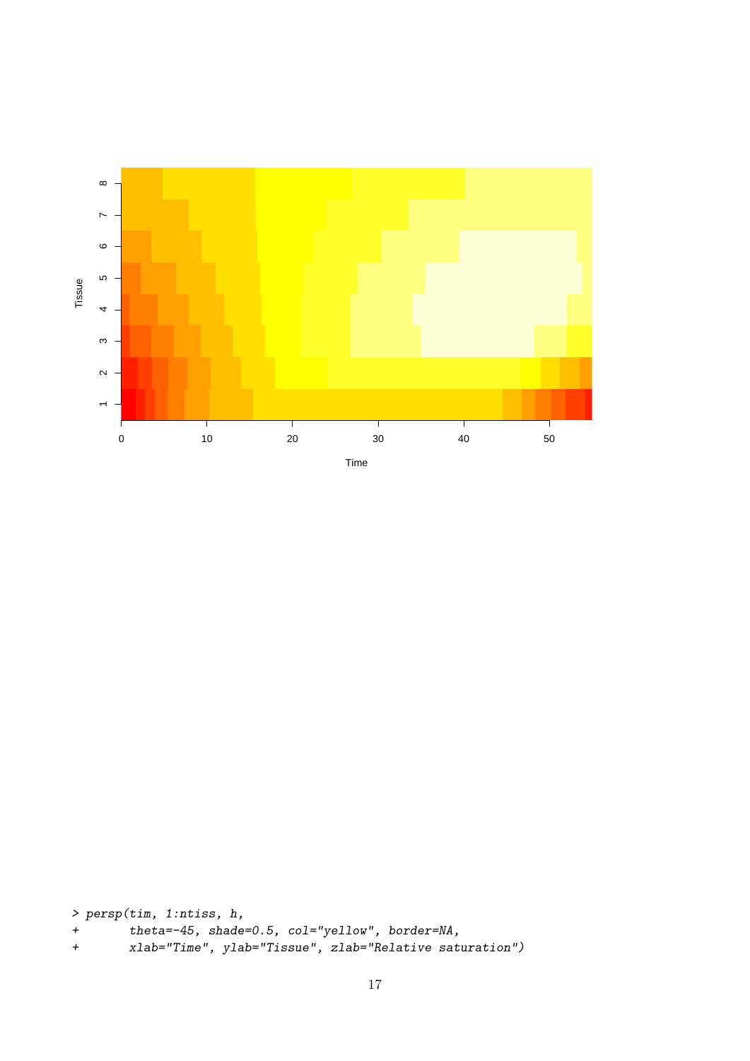```
> persp(tim, 1:ntiss, h,
+       theta=-45, shade=0.5, col="yellow", border=NA,
+       xlab="Time", ylab="Tissue", zlab="Relative saturation")
```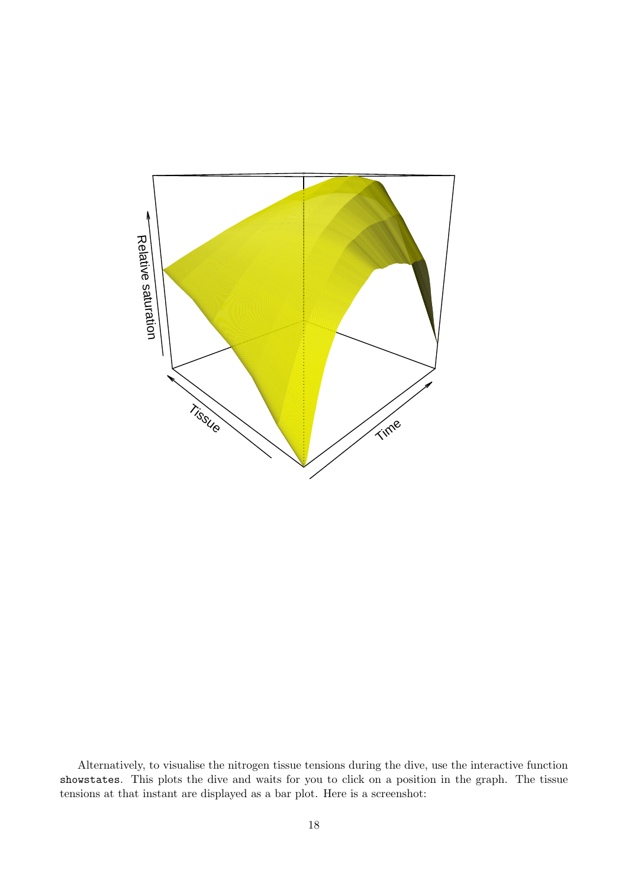Alternatively, to visualise the nitrogen tissue tensions during the dive, use the interactive function `showstates`. This plots the dive and waits for you to click on a position in the graph. The tissue tensions at that instant are displayed as a bar plot. Here is a screenshot: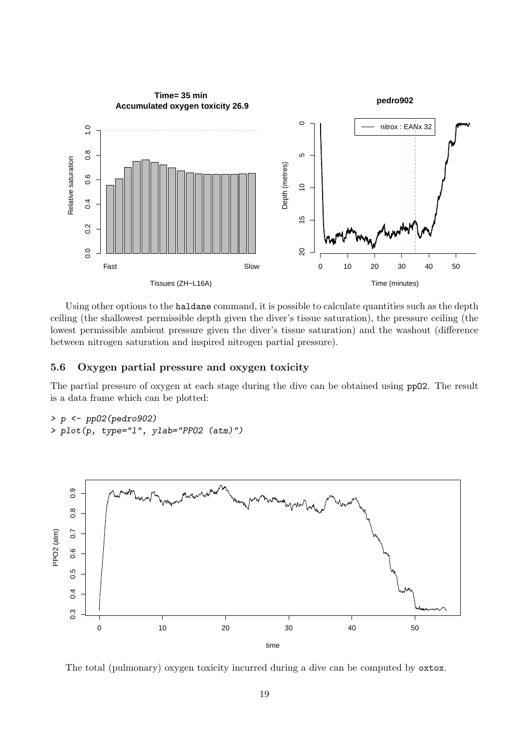Using other options to the haldane command, it is possible to calculate quantities such as the depth ceiling (the shallowest permissible depth given the diver's tissue saturation), the pressure ceiling (the lowest permissible ambient pressure given the diver's tissue saturation) and the washout (difference between nitrogen saturation and inspired nitrogen partial pressure).

## 5.6 Oxygen partial pressure and oxygen toxicity

The partial pressure of oxygen at each stage during the dive can be obtained using ppO2. The result is a data frame which can be plotted:

```
> p <- ppO2(pedro902)
> plot(p, type="l", ylab="PPO2 (atm)")
```

The total (pulmonary) oxygen toxicity incurred during a dive can be computed by oxtox.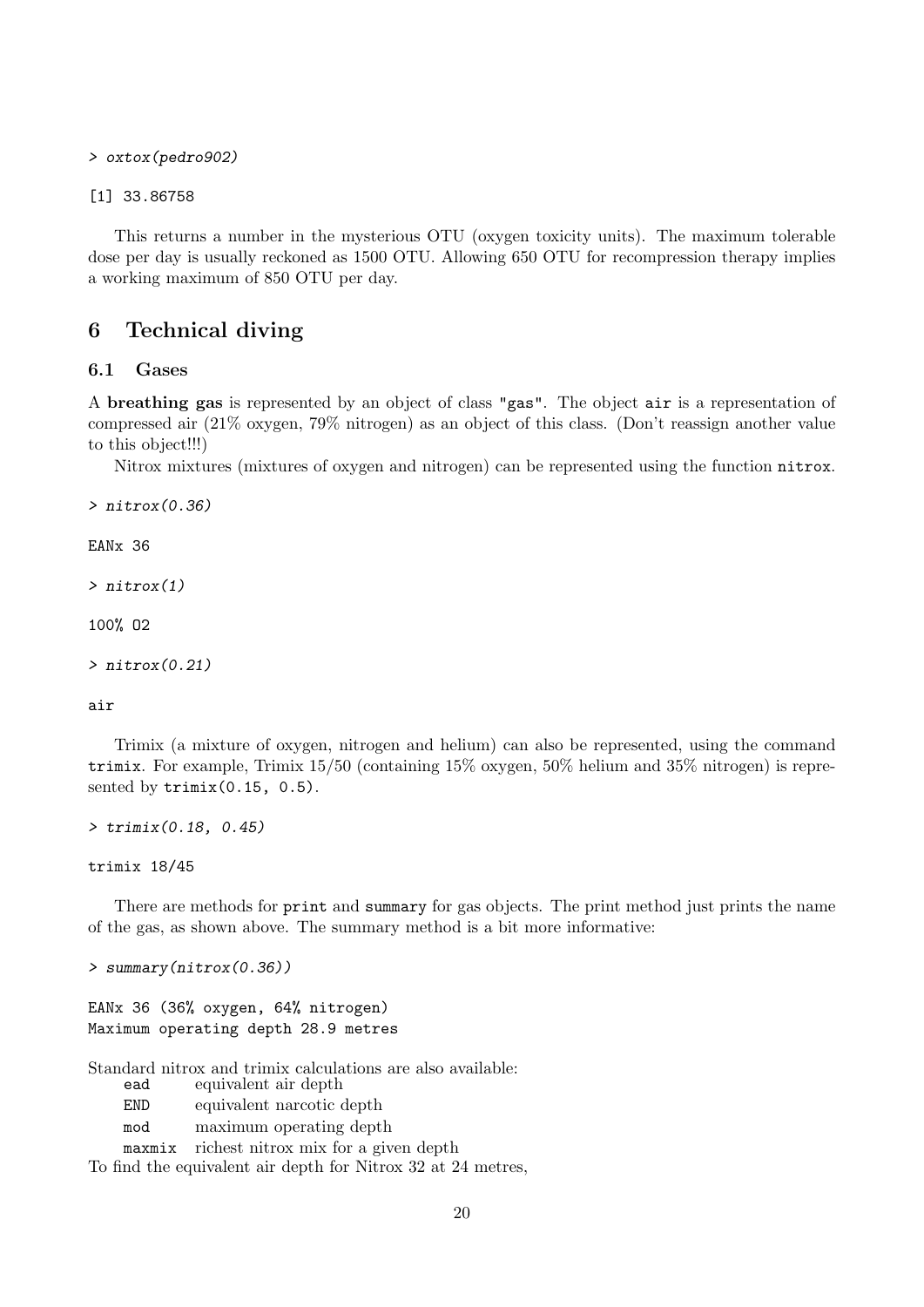```
> oxtox(pedro902)
```

```
[1] 33.86758
```

This returns a number in the mysterious OTU (oxygen toxicity units). The maximum tolerable dose per day is usually reckoned as 1500 OTU. Allowing 650 OTU for recompression therapy implies a working maximum of 850 OTU per day.

# 6 Technical diving

## 6.1 Gases

A **breathing gas** is represented by an object of class "gas". The object air is a representation of compressed air (21% oxygen, 79% nitrogen) as an object of this class. (Don't reassign another value to this object!!!)

Nitrox mixtures (mixtures of oxygen and nitrogen) can be represented using the function nitrox.

```
> nitrox(0.36)
```

```
EANx 36
```

```
> nitrox(1)
```

```
100% O2
```

```
> nitrox(0.21)
```

```
air
```

Trimix (a mixture of oxygen, nitrogen and helium) can also be represented, using the command trimix. For example, Trimix 15/50 (containing 15% oxygen, 50% helium and 35% nitrogen) is represented by trimix(0.15, 0.5).

```
> trimix(0.18, 0.45)
```

```
trimix 18/45
```

There are methods for print and summary for gas objects. The print method just prints the name of the gas, as shown above. The summary method is a bit more informative:

```
> summary(nitrox(0.36))
```

```
EANx 36 (36% oxygen, 64% nitrogen)
Maximum operating depth 28.9 metres
```

Standard nitrox and trimix calculations are also available:

| | |
|---|---|
| ead | equivalent air depth |
| END | equivalent narcotic depth |
| mod | maximum operating depth |
| maxmix | richest nitrox mix for a given depth |

To find the equivalent air depth for Nitrox 32 at 24 metres,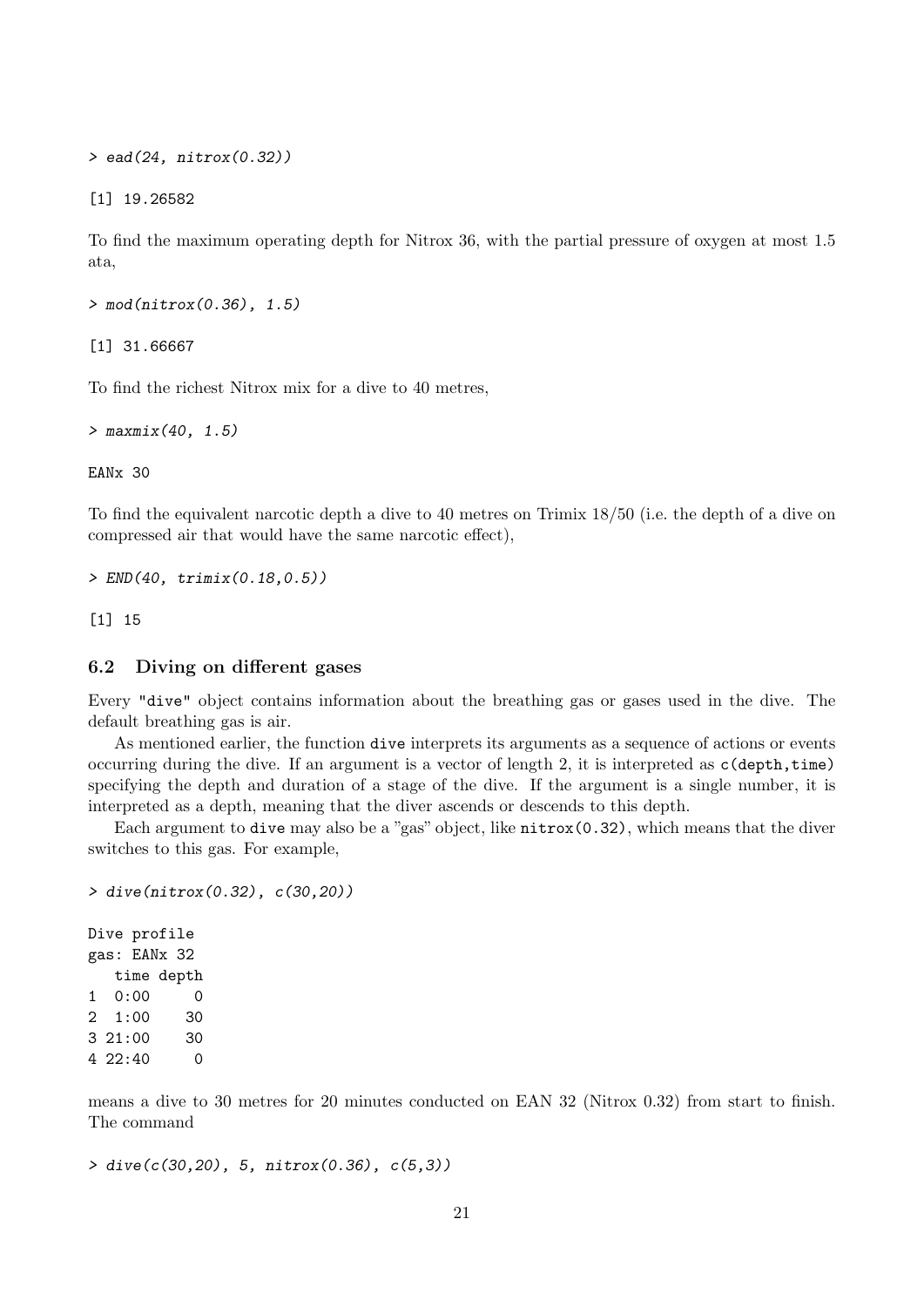```
> ead(24, nitrox(0.32))
```

```
[1] 19.26582
```

To find the maximum operating depth for Nitrox 36, with the partial pressure of oxygen at most 1.5 ata,

```
> mod(nitrox(0.36), 1.5)
```

```
[1] 31.66667
```

To find the richest Nitrox mix for a dive to 40 metres,

```
> maxmix(40, 1.5)
```

```
EANx 30
```

To find the equivalent narcotic depth a dive to 40 metres on Trimix 18/50 (i.e. the depth of a dive on compressed air that would have the same narcotic effect),

```
> END(40, trimix(0.18,0.5))
```

```
[1] 15
```

### 6.2 Diving on different gases

Every "dive" object contains information about the breathing gas or gases used in the dive. The default breathing gas is air.

As mentioned earlier, the function `dive` interprets its arguments as a sequence of actions or events occurring during the dive. If an argument is a vector of length 2, it is interpreted as `c(depth,time)` specifying the depth and duration of a stage of the dive. If the argument is a single number, it is interpreted as a depth, meaning that the diver ascends or descends to this depth.

Each argument to `dive` may also be a "gas" object, like `nitrox(0.32)`, which means that the diver switches to this gas. For example,

```
> dive(nitrox(0.32), c(30,20))
```

```
Dive profile
gas: EANx 32
   time depth
1  0:00     0
2  1:00    30
3 21:00    30
4 22:40     0
```

means a dive to 30 metres for 20 minutes conducted on EAN 32 (Nitrox 0.32) from start to finish. The command

```
> dive(c(30,20), 5, nitrox(0.36), c(5,3))
```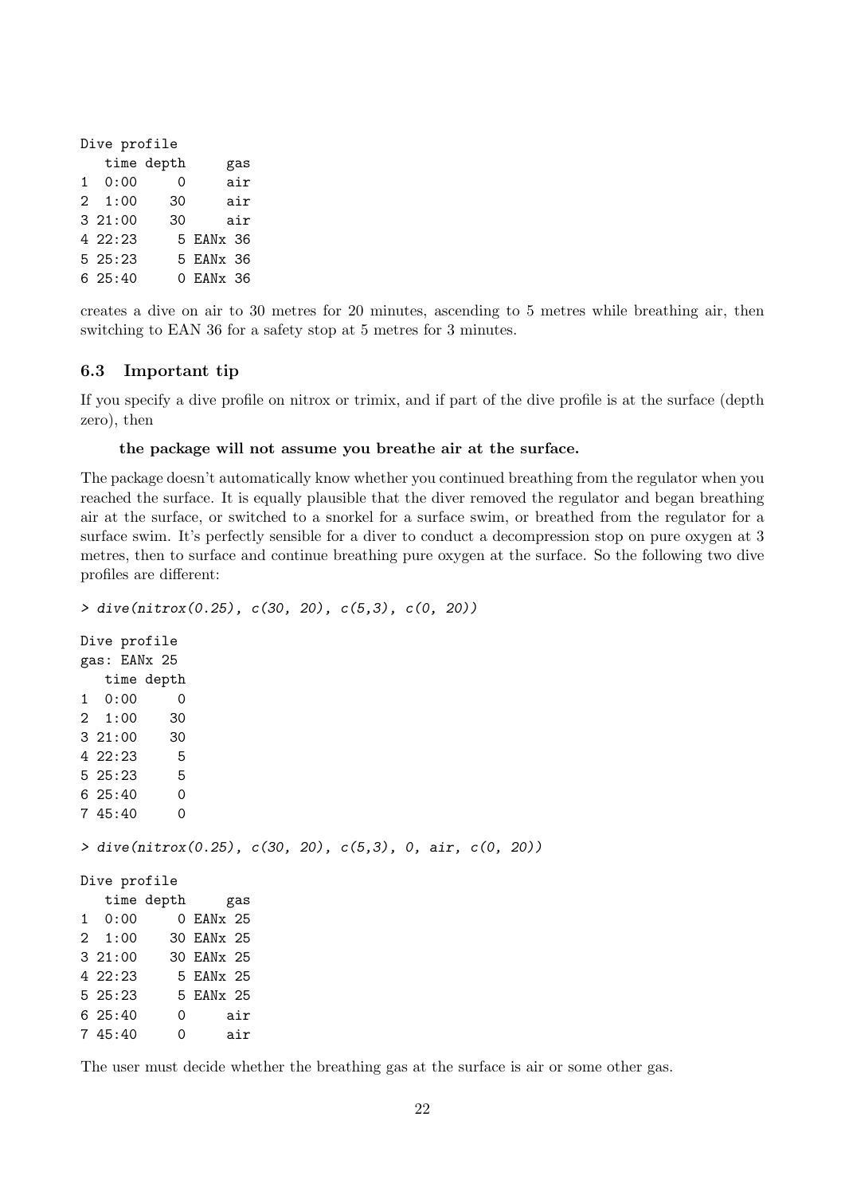```
Dive profile
   time depth      gas
1  0:00     0      air
2  1:00    30      air
3 21:00    30      air
4 22:23     5 EANx 36
5 25:23     5 EANx 36
6 25:40     0 EANx 36
```

creates a dive on air to 30 metres for 20 minutes, ascending to 5 metres while breathing air, then switching to EAN 36 for a safety stop at 5 metres for 3 minutes.

### 6.3 Important tip

If you specify a dive profile on nitrox or trimix, and if part of the dive profile is at the surface (depth zero), then

> **the package will not assume you breathe air at the surface.**

The package doesn't automatically know whether you continued breathing from the regulator when you reached the surface. It is equally plausible that the diver removed the regulator and began breathing air at the surface, or switched to a snorkel for a surface swim, or breathed from the regulator for a surface swim. It's perfectly sensible for a diver to conduct a decompression stop on pure oxygen at 3 metres, then to surface and continue breathing pure oxygen at the surface. So the following two dive profiles are different:

```
> dive(nitrox(0.25), c(30, 20), c(5,3), c(0, 20))

Dive profile
gas: EANx 25
   time depth
1  0:00     0
2  1:00    30
3 21:00    30
4 22:23     5
5 25:23     5
6 25:40     0
7 45:40     0

> dive(nitrox(0.25), c(30, 20), c(5,3), 0, air, c(0, 20))

Dive profile
   time depth      gas
1  0:00     0 EANx 25
2  1:00    30 EANx 25
3 21:00    30 EANx 25
4 22:23     5 EANx 25
5 25:23     5 EANx 25
6 25:40     0      air
7 45:40     0      air
```

The user must decide whether the breathing gas at the surface is air or some other gas.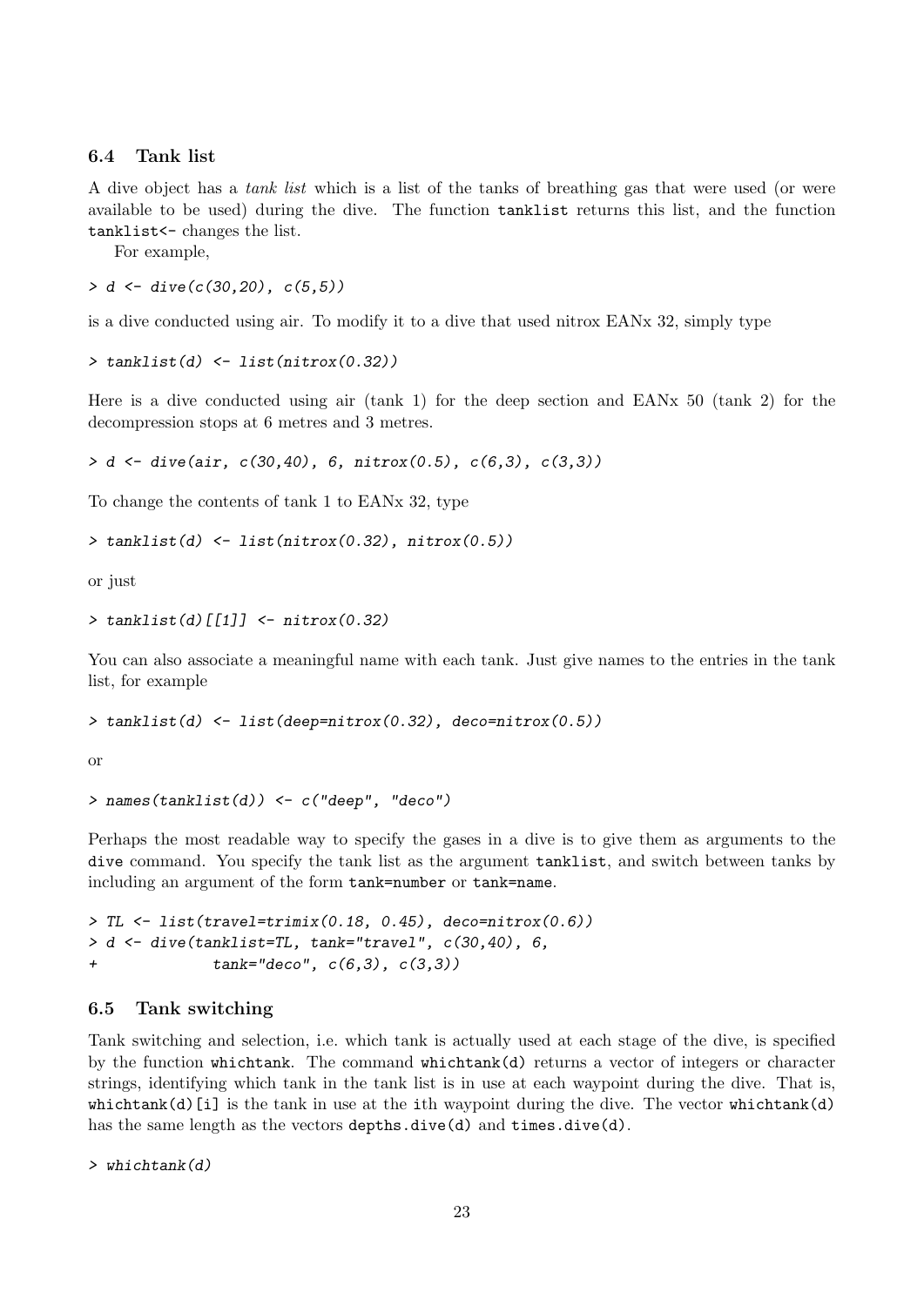### 6.4 Tank list

A dive object has a *tank list* which is a list of the tanks of breathing gas that were used (or were available to be used) during the dive. The function `tanklist` returns this list, and the function `tanklist<-` changes the list.

For example,

```
> d <- dive(c(30,20), c(5,5))
```

is a dive conducted using air. To modify it to a dive that used nitrox EANx 32, simply type

```
> tanklist(d) <- list(nitrox(0.32))
```

Here is a dive conducted using air (tank 1) for the deep section and EANx 50 (tank 2) for the decompression stops at 6 metres and 3 metres.

```
> d <- dive(air, c(30,40), 6, nitrox(0.5), c(6,3), c(3,3))
```

To change the contents of tank 1 to EANx 32, type

```
> tanklist(d) <- list(nitrox(0.32), nitrox(0.5))
```

or just

```
> tanklist(d)[[1]] <- nitrox(0.32)
```

You can also associate a meaningful name with each tank. Just give names to the entries in the tank list, for example

```
> tanklist(d) <- list(deep=nitrox(0.32), deco=nitrox(0.5))
```

or

```
> names(tanklist(d)) <- c("deep", "deco")
```

Perhaps the most readable way to specify the gases in a dive is to give them as arguments to the `dive` command. You specify the tank list as the argument `tanklist`, and switch between tanks by including an argument of the form `tank=number` or `tank=name`.

```
> TL <- list(travel=trimix(0.18, 0.45), deco=nitrox(0.6))
> d <- dive(tanklist=TL, tank="travel", c(30,40), 6,
+            tank="deco", c(6,3), c(3,3))
```

### 6.5 Tank switching

Tank switching and selection, i.e. which tank is actually used at each stage of the dive, is specified by the function `whichtank`. The command `whichtank(d)` returns a vector of integers or character strings, identifying which tank in the tank list is in use at each waypoint during the dive. That is, `whichtank(d)[i]` is the tank in use at the ith waypoint during the dive. The vector `whichtank(d)` has the same length as the vectors `depths.dive(d)` and `times.dive(d)`.

```
> whichtank(d)
```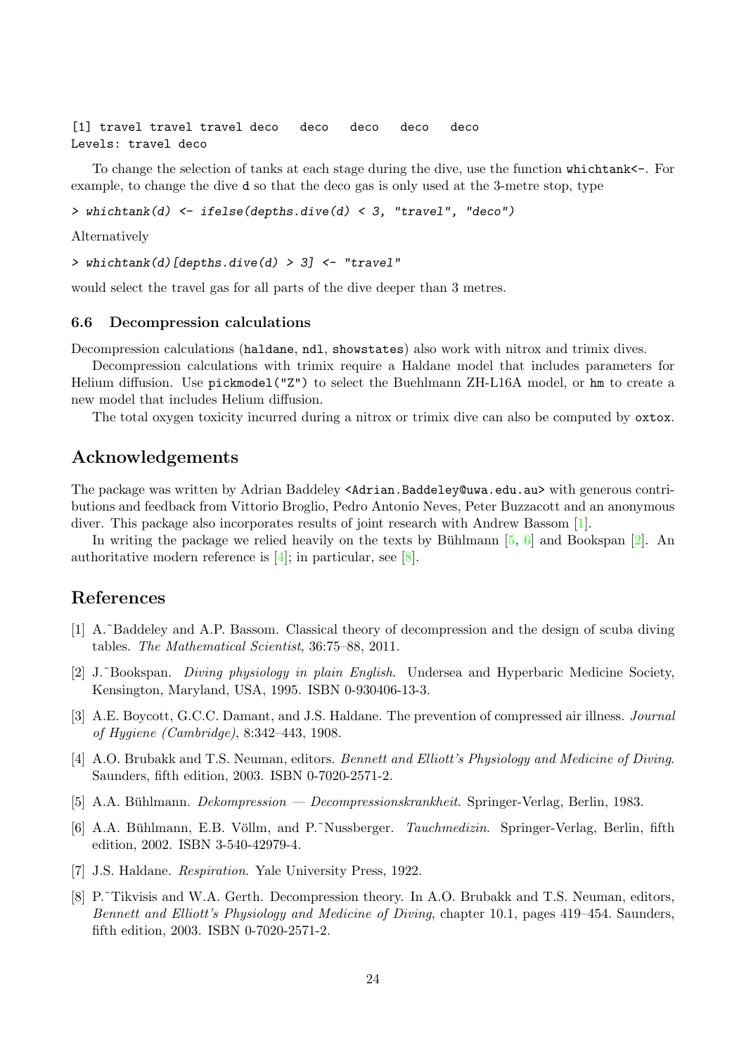```
[1] travel travel travel deco   deco   deco   deco   deco
Levels: travel deco
```

To change the selection of tanks at each stage during the dive, use the function `whichtank<-`. For example, to change the dive `d` so that the deco gas is only used at the 3-metre stop, type

```
> whichtank(d) <- ifelse(depths.dive(d) < 3, "travel", "deco")
```

Alternatively

```
> whichtank(d)[depths.dive(d) > 3] <- "travel"
```

would select the travel gas for all parts of the dive deeper than 3 metres.

### 6.6 Decompression calculations

Decompression calculations (`haldane`, `ndl`, `showstates`) also work with nitrox and trimix dives.

Decompression calculations with trimix require a Haldane model that includes parameters for Helium diffusion. Use `pickmodel("Z")` to select the Buehlmann ZH-L16A model, or `hm` to create a new model that includes Helium diffusion.

The total oxygen toxicity incurred during a nitrox or trimix dive can also be computed by `oxtox`.

## Acknowledgements

The package was written by Adrian Baddeley `<Adrian.Baddeley@uwa.edu.au>` with generous contributions and feedback from Vittorio Broglio, Pedro Antonio Neves, Peter Buzzacott and an anonymous diver. This package also incorporates results of joint research with Andrew Bassom [1].

In writing the package we relied heavily on the texts by Bühlmann [5, 6] and Bookspan [2]. An authoritative modern reference is [4]; in particular, see [8].

## References

[1] A.~Baddeley and A.P. Bassom. Classical theory of decompression and the design of scuba diving tables. *The Mathematical Scientist*, 36:75–88, 2011.

[2] J.~Bookspan. *Diving physiology in plain English*. Undersea and Hyperbaric Medicine Society, Kensington, Maryland, USA, 1995. ISBN 0-930406-13-3.

[3] A.E. Boycott, G.C.C. Damant, and J.S. Haldane. The prevention of compressed air illness. *Journal of Hygiene (Cambridge)*, 8:342–443, 1908.

[4] A.O. Brubakk and T.S. Neuman, editors. *Bennett and Elliott's Physiology and Medicine of Diving*. Saunders, fifth edition, 2003. ISBN 0-7020-2571-2.

[5] A.A. Bühlmann. *Dekompression — Decompressionskrankheit*. Springer-Verlag, Berlin, 1983.

[6] A.A. Bühlmann, E.B. Völlm, and P.~Nussberger. *Tauchmedizin*. Springer-Verlag, Berlin, fifth edition, 2002. ISBN 3-540-42979-4.

[7] J.S. Haldane. *Respiration*. Yale University Press, 1922.

[8] P.~Tikvisis and W.A. Gerth. Decompression theory. In A.O. Brubakk and T.S. Neuman, editors, *Bennett and Elliott's Physiology and Medicine of Diving*, chapter 10.1, pages 419–454. Saunders, fifth edition, 2003. ISBN 0-7020-2571-2.